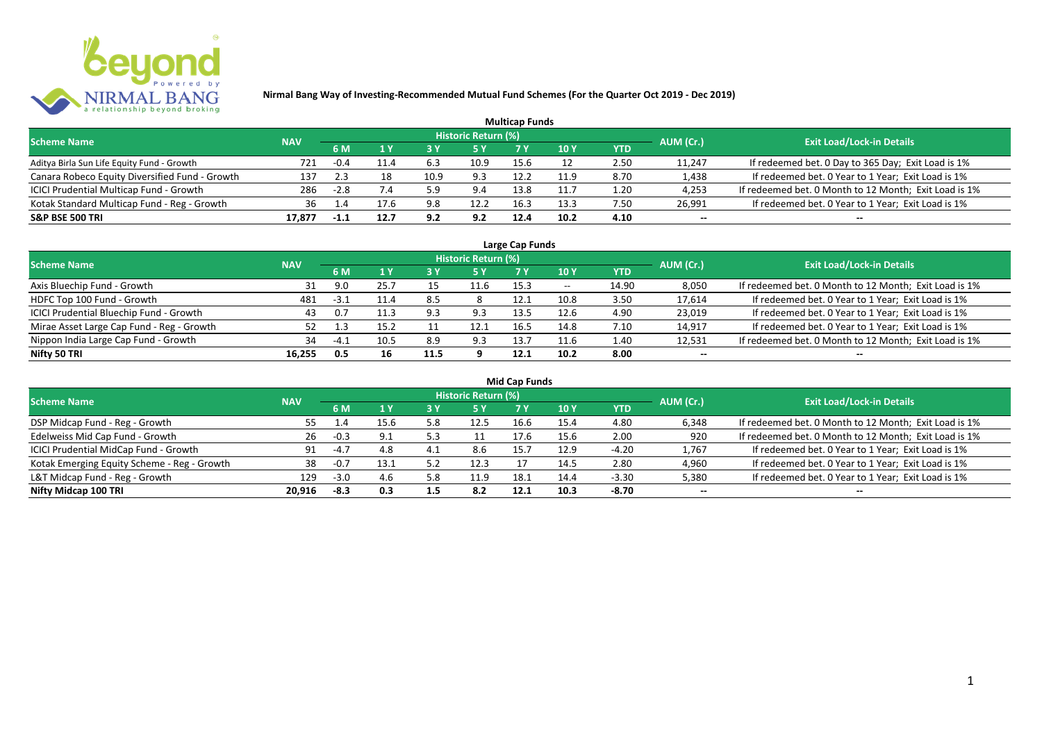# Nirmal Bang Way of Investing-Recommended Mutual Fund Schemes (For the Quarter Oct 2019 - Dec 2019)

## Multicap Funds

| Scheme Name | NAV | Historic Return (%) | | | | | | | AUM (Cr.) | Exit Load/Lock-in Details |
|---|---|---|---|---|---|---|---|---|---|---|
| | | 6 M | 1 Y | 3 Y | 5 Y | 7 Y | 10 Y | YTD | | |
| Aditya Birla Sun Life Equity Fund - Growth | 721 | -0.4 | 11.4 | 6.3 | 10.9 | 15.6 | 12 | 2.50 | 11,247 | If redeemed bet. 0 Day to 365 Day; Exit Load is 1% |
| Canara Robeco Equity Diversified Fund - Growth | 137 | 2.3 | 18 | 10.9 | 9.3 | 12.2 | 11.9 | 8.70 | 1,438 | If redeemed bet. 0 Year to 1 Year; Exit Load is 1% |
| ICICI Prudential Multicap Fund - Growth | 286 | -2.8 | 7.4 | 5.9 | 9.4 | 13.8 | 11.7 | 1.20 | 4,253 | If redeemed bet. 0 Month to 12 Month; Exit Load is 1% |
| Kotak Standard Multicap Fund - Reg - Growth | 36 | 1.4 | 17.6 | 9.8 | 12.2 | 16.3 | 13.3 | 7.50 | 26,991 | If redeemed bet. 0 Year to 1 Year; Exit Load is 1% |
| **S&P BSE 500 TRI** | **17,877** | **-1.1** | **12.7** | **9.2** | **9.2** | **12.4** | **10.2** | **4.10** | -- | -- |

## Large Cap Funds

| Scheme Name | NAV | Historic Return (%) | | | | | | | AUM (Cr.) | Exit Load/Lock-in Details |
|---|---|---|---|---|---|---|---|---|---|---|
| | | 6 M | 1 Y | 3 Y | 5 Y | 7 Y | 10 Y | YTD | | |
| Axis Bluechip Fund - Growth | 31 | 9.0 | 25.7 | 15 | 11.6 | 15.3 | -- | 14.90 | 8,050 | If redeemed bet. 0 Month to 12 Month; Exit Load is 1% |
| HDFC Top 100 Fund - Growth | 481 | -3.1 | 11.4 | 8.5 | 8 | 12.1 | 10.8 | 3.50 | 17,614 | If redeemed bet. 0 Year to 1 Year; Exit Load is 1% |
| ICICI Prudential Bluechip Fund - Growth | 43 | 0.7 | 11.3 | 9.3 | 9.3 | 13.5 | 12.6 | 4.90 | 23,019 | If redeemed bet. 0 Year to 1 Year; Exit Load is 1% |
| Mirae Asset Large Cap Fund - Reg - Growth | 52 | 1.3 | 15.2 | 11 | 12.1 | 16.5 | 14.8 | 7.10 | 14,917 | If redeemed bet. 0 Year to 1 Year; Exit Load is 1% |
| Nippon India Large Cap Fund - Growth | 34 | -4.1 | 10.5 | 8.9 | 9.3 | 13.7 | 11.6 | 1.40 | 12,531 | If redeemed bet. 0 Month to 12 Month; Exit Load is 1% |
| **Nifty 50 TRI** | **16,255** | **0.5** | **16** | **11.5** | **9** | **12.1** | **10.2** | **8.00** | -- | -- |

## Mid Cap Funds

| Scheme Name | NAV | Historic Return (%) | | | | | | | AUM (Cr.) | Exit Load/Lock-in Details |
|---|---|---|---|---|---|---|---|---|---|---|
| | | 6 M | 1 Y | 3 Y | 5 Y | 7 Y | 10 Y | YTD | | |
| DSP Midcap Fund - Reg - Growth | 55 | 1.4 | 15.6 | 5.8 | 12.5 | 16.6 | 15.4 | 4.80 | 6,348 | If redeemed bet. 0 Month to 12 Month; Exit Load is 1% |
| Edelweiss Mid Cap Fund - Growth | 26 | -0.3 | 9.1 | 5.3 | 11 | 17.6 | 15.6 | 2.00 | 920 | If redeemed bet. 0 Month to 12 Month; Exit Load is 1% |
| ICICI Prudential MidCap Fund - Growth | 91 | -4.7 | 4.8 | 4.1 | 8.6 | 15.7 | 12.9 | -4.20 | 1,767 | If redeemed bet. 0 Year to 1 Year; Exit Load is 1% |
| Kotak Emerging Equity Scheme - Reg - Growth | 38 | -0.7 | 13.1 | 5.2 | 12.3 | 17 | 14.5 | 2.80 | 4,960 | If redeemed bet. 0 Year to 1 Year; Exit Load is 1% |
| L&T Midcap Fund - Reg - Growth | 129 | -3.0 | 4.6 | 5.8 | 11.9 | 18.1 | 14.4 | -3.30 | 5,380 | If redeemed bet. 0 Year to 1 Year; Exit Load is 1% |
| **Nifty Midcap 100 TRI** | **20,916** | **-8.3** | **0.3** | **1.5** | **8.2** | **12.1** | **10.3** | **-8.70** | -- | -- |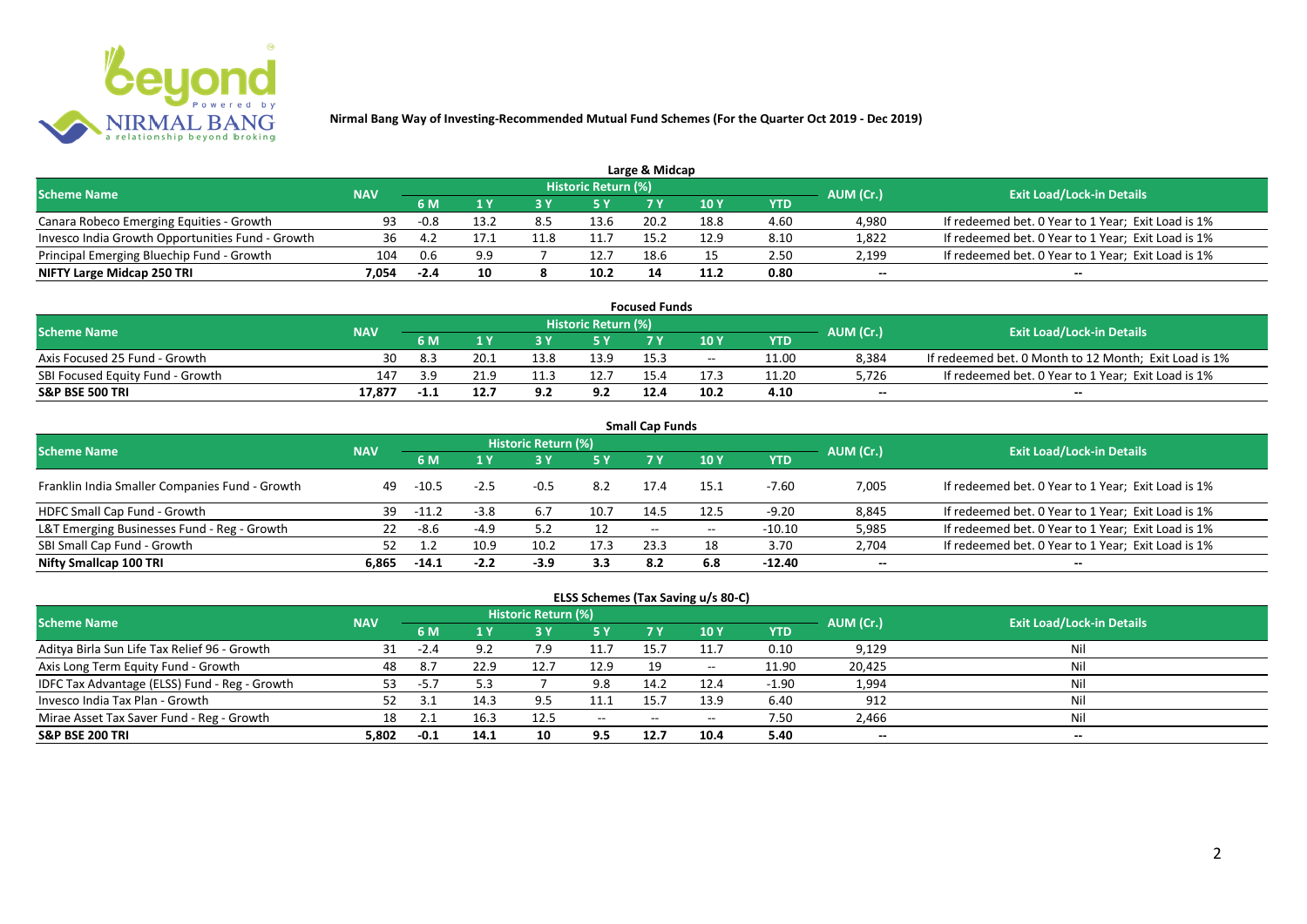**Nirmal Bang Way of Investing-Recommended Mutual Fund Schemes (For the Quarter Oct 2019 - Dec 2019)**

## Large & Midcap

| Scheme Name | NAV | Historic Return (%) | | | | | | | AUM (Cr.) | Exit Load/Lock-in Details |
|---|---|---|---|---|---|---|---|---|---|---|
| | | 6 M | 1 Y | 3 Y | 5 Y | 7 Y | 10 Y | YTD | | |
| Canara Robeco Emerging Equities - Growth | 93 | -0.8 | 13.2 | 8.5 | 13.6 | 20.2 | 18.8 | 4.60 | 4,980 | If redeemed bet. 0 Year to 1 Year; Exit Load is 1% |
| Invesco India Growth Opportunities Fund - Growth | 36 | 4.2 | 17.1 | 11.8 | 11.7 | 15.2 | 12.9 | 8.10 | 1,822 | If redeemed bet. 0 Year to 1 Year; Exit Load is 1% |
| Principal Emerging Bluechip Fund - Growth | 104 | 0.6 | 9.9 | 7 | 12.7 | 18.6 | 15 | 2.50 | 2,199 | If redeemed bet. 0 Year to 1 Year; Exit Load is 1% |
| **NIFTY Large Midcap 250 TRI** | **7,054** | **-2.4** | **10** | **8** | **10.2** | **14** | **11.2** | **0.80** | **--** | **--** |

## Focused Funds

| Scheme Name | NAV | Historic Return (%) | | | | | | | AUM (Cr.) | Exit Load/Lock-in Details |
|---|---|---|---|---|---|---|---|---|---|---|
| | | 6 M | 1 Y | 3 Y | 5 Y | 7 Y | 10 Y | YTD | | |
| Axis Focused 25 Fund - Growth | 30 | 8.3 | 20.1 | 13.8 | 13.9 | 15.3 | -- | 11.00 | 8,384 | If redeemed bet. 0 Month to 12 Month; Exit Load is 1% |
| SBI Focused Equity Fund - Growth | 147 | 3.9 | 21.9 | 11.3 | 12.7 | 15.4 | 17.3 | 11.20 | 5,726 | If redeemed bet. 0 Year to 1 Year; Exit Load is 1% |
| **S&P BSE 500 TRI** | **17,877** | **-1.1** | **12.7** | **9.2** | **9.2** | **12.4** | **10.2** | **4.10** | **--** | **--** |

## Small Cap Funds

| Scheme Name | NAV | Historic Return (%) | | | | | | | AUM (Cr.) | Exit Load/Lock-in Details |
|---|---|---|---|---|---|---|---|---|---|---|
| | | 6 M | 1 Y | 3 Y | 5 Y | 7 Y | 10 Y | YTD | | |
| Franklin India Smaller Companies Fund - Growth | 49 | -10.5 | -2.5 | -0.5 | 8.2 | 17.4 | 15.1 | -7.60 | 7,005 | If redeemed bet. 0 Year to 1 Year; Exit Load is 1% |
| HDFC Small Cap Fund - Growth | 39 | -11.2 | -3.8 | 6.7 | 10.7 | 14.5 | 12.5 | -9.20 | 8,845 | If redeemed bet. 0 Year to 1 Year; Exit Load is 1% |
| L&T Emerging Businesses Fund - Reg - Growth | 22 | -8.6 | -4.9 | 5.2 | 12 | -- | -- | -10.10 | 5,985 | If redeemed bet. 0 Year to 1 Year; Exit Load is 1% |
| SBI Small Cap Fund - Growth | 52 | 1.2 | 10.9 | 10.2 | 17.3 | 23.3 | 18 | 3.70 | 2,704 | If redeemed bet. 0 Year to 1 Year; Exit Load is 1% |
| **Nifty Smallcap 100 TRI** | **6,865** | **-14.1** | **-2.2** | **-3.9** | **3.3** | **8.2** | **6.8** | **-12.40** | **--** | **--** |

## ELSS Schemes (Tax Saving u/s 80-C)

| Scheme Name | NAV | Historic Return (%) | | | | | | | AUM (Cr.) | Exit Load/Lock-in Details |
|---|---|---|---|---|---|---|---|---|---|---|
| | | 6 M | 1 Y | 3 Y | 5 Y | 7 Y | 10 Y | YTD | | |
| Aditya Birla Sun Life Tax Relief 96 - Growth | 31 | -2.4 | 9.2 | 7.9 | 11.7 | 15.7 | 11.7 | 0.10 | 9,129 | Nil |
| Axis Long Term Equity Fund - Growth | 48 | 8.7 | 22.9 | 12.7 | 12.9 | 19 | -- | 11.90 | 20,425 | Nil |
| IDFC Tax Advantage (ELSS) Fund - Reg - Growth | 53 | -5.7 | 5.3 | 7 | 9.8 | 14.2 | 12.4 | -1.90 | 1,994 | Nil |
| Invesco India Tax Plan - Growth | 52 | 3.1 | 14.3 | 9.5 | 11.1 | 15.7 | 13.9 | 6.40 | 912 | Nil |
| Mirae Asset Tax Saver Fund - Reg - Growth | 18 | 2.1 | 16.3 | 12.5 | -- | -- | -- | 7.50 | 2,466 | Nil |
| **S&P BSE 200 TRI** | **5,802** | **-0.1** | **14.1** | **10** | **9.5** | **12.7** | **10.4** | **5.40** | **--** | **--** |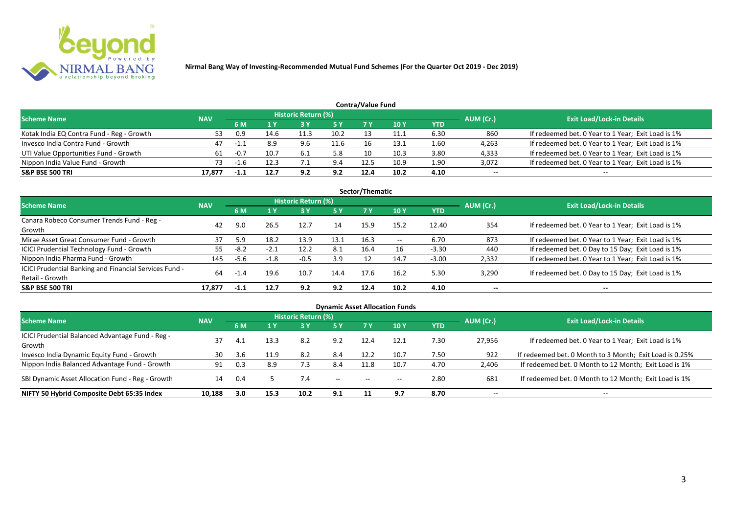**Nirmal Bang Way of Investing-Recommended Mutual Fund Schemes (For the Quarter Oct 2019 - Dec 2019)**

## Contra/Value Fund

| Scheme Name | NAV | Historic Return (%) | | | | | | | AUM (Cr.) | Exit Load/Lock-in Details |
|---|---|---|---|---|---|---|---|---|---|---|
| | | 6 M | 1 Y | 3 Y | 5 Y | 7 Y | 10 Y | YTD | | |
| Kotak India EQ Contra Fund - Reg - Growth | 53 | 0.9 | 14.6 | 11.3 | 10.2 | 13 | 11.1 | 6.30 | 860 | If redeemed bet. 0 Year to 1 Year; Exit Load is 1% |
| Invesco India Contra Fund - Growth | 47 | -1.1 | 8.9 | 9.6 | 11.6 | 16 | 13.1 | 1.60 | 4,263 | If redeemed bet. 0 Year to 1 Year; Exit Load is 1% |
| UTI Value Opportunities Fund - Growth | 61 | -0.7 | 10.7 | 6.1 | 5.8 | 10 | 10.3 | 3.80 | 4,333 | If redeemed bet. 0 Year to 1 Year; Exit Load is 1% |
| Nippon India Value Fund - Growth | 73 | -1.6 | 12.3 | 7.1 | 9.4 | 12.5 | 10.9 | 1.90 | 3,072 | If redeemed bet. 0 Year to 1 Year; Exit Load is 1% |
| **S&P BSE 500 TRI** | **17,877** | **-1.1** | **12.7** | **9.2** | **9.2** | **12.4** | **10.2** | **4.10** | **--** | **--** |

## Sector/Thematic

| Scheme Name | NAV | Historic Return (%) | | | | | | | AUM (Cr.) | Exit Load/Lock-in Details |
|---|---|---|---|---|---|---|---|---|---|---|
| | | 6 M | 1 Y | 3 Y | 5 Y | 7 Y | 10 Y | YTD | | |
| Canara Robeco Consumer Trends Fund - Reg - Growth | 42 | 9.0 | 26.5 | 12.7 | 14 | 15.9 | 15.2 | 12.40 | 354 | If redeemed bet. 0 Year to 1 Year; Exit Load is 1% |
| Mirae Asset Great Consumer Fund - Growth | 37 | 5.9 | 18.2 | 13.9 | 13.1 | 16.3 | -- | 6.70 | 873 | If redeemed bet. 0 Year to 1 Year; Exit Load is 1% |
| ICICI Prudential Technology Fund - Growth | 55 | -8.2 | -2.1 | 12.2 | 8.1 | 16.4 | 16 | -3.30 | 440 | If redeemed bet. 0 Day to 15 Day; Exit Load is 1% |
| Nippon India Pharma Fund - Growth | 145 | -5.6 | -1.8 | -0.5 | 3.9 | 12 | 14.7 | -3.00 | 2,332 | If redeemed bet. 0 Year to 1 Year; Exit Load is 1% |
| ICICI Prudential Banking and Financial Services Fund - Retail - Growth | 64 | -1.4 | 19.6 | 10.7 | 14.4 | 17.6 | 16.2 | 5.30 | 3,290 | If redeemed bet. 0 Day to 15 Day; Exit Load is 1% |
| **S&P BSE 500 TRI** | **17,877** | **-1.1** | **12.7** | **9.2** | **9.2** | **12.4** | **10.2** | **4.10** | **--** | **--** |

## Dynamic Asset Allocation Funds

| Scheme Name | NAV | Historic Return (%) | | | | | | | AUM (Cr.) | Exit Load/Lock-in Details |
|---|---|---|---|---|---|---|---|---|---|---|
| | | 6 M | 1 Y | 3 Y | 5 Y | 7 Y | 10 Y | YTD | | |
| ICICI Prudential Balanced Advantage Fund - Reg - Growth | 37 | 4.1 | 13.3 | 8.2 | 9.2 | 12.4 | 12.1 | 7.30 | 27,956 | If redeemed bet. 0 Year to 1 Year; Exit Load is 1% |
| Invesco India Dynamic Equity Fund - Growth | 30 | 3.6 | 11.9 | 8.2 | 8.4 | 12.2 | 10.7 | 7.50 | 922 | If redeemed bet. 0 Month to 3 Month; Exit Load is 0.25% |
| Nippon India Balanced Advantage Fund - Growth | 91 | 0.3 | 8.9 | 7.3 | 8.4 | 11.8 | 10.7 | 4.70 | 2,406 | If redeemed bet. 0 Month to 12 Month; Exit Load is 1% |
| SBI Dynamic Asset Allocation Fund - Reg - Growth | 14 | 0.4 | 5 | 7.4 | -- | -- | -- | 2.80 | 681 | If redeemed bet. 0 Month to 12 Month; Exit Load is 1% |
| **NIFTY 50 Hybrid Composite Debt 65:35 Index** | **10,188** | **3.0** | **15.3** | **10.2** | **9.1** | **11** | **9.7** | **8.70** | **--** | **--** |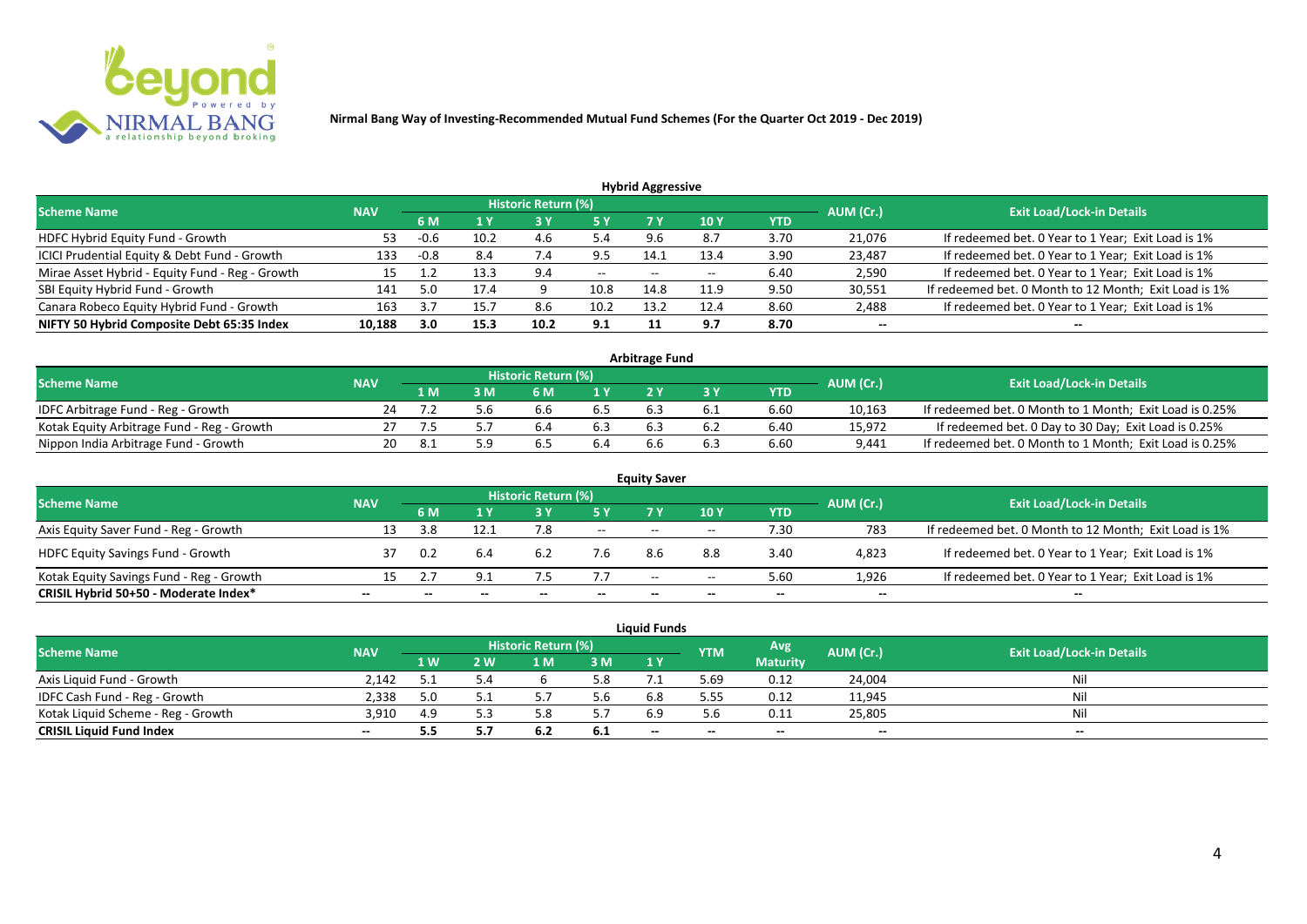**Nirmal Bang Way of Investing-Recommended Mutual Fund Schemes (For the Quarter Oct 2019 - Dec 2019)**

## Hybrid Aggressive

| Scheme Name | NAV | Historic Return (%) | | | | | | | AUM (Cr.) | Exit Load/Lock-in Details |
|---|---|---|---|---|---|---|---|---|---|---|
| | | 6 M | 1 Y | 3 Y | 5 Y | 7 Y | 10 Y | YTD | | |
| HDFC Hybrid Equity Fund - Growth | 53 | -0.6 | 10.2 | 4.6 | 5.4 | 9.6 | 8.7 | 3.70 | 21,076 | If redeemed bet. 0 Year to 1 Year; Exit Load is 1% |
| ICICI Prudential Equity & Debt Fund - Growth | 133 | -0.8 | 8.4 | 7.4 | 9.5 | 14.1 | 13.4 | 3.90 | 23,487 | If redeemed bet. 0 Year to 1 Year; Exit Load is 1% |
| Mirae Asset Hybrid - Equity Fund - Reg - Growth | 15 | 1.2 | 13.3 | 9.4 | -- | -- | -- | 6.40 | 2,590 | If redeemed bet. 0 Year to 1 Year; Exit Load is 1% |
| SBI Equity Hybrid Fund - Growth | 141 | 5.0 | 17.4 | 9 | 10.8 | 14.8 | 11.9 | 9.50 | 30,551 | If redeemed bet. 0 Month to 12 Month; Exit Load is 1% |
| Canara Robeco Equity Hybrid Fund - Growth | 163 | 3.7 | 15.7 | 8.6 | 10.2 | 13.2 | 12.4 | 8.60 | 2,488 | If redeemed bet. 0 Year to 1 Year; Exit Load is 1% |
| **NIFTY 50 Hybrid Composite Debt 65:35 Index** | **10,188** | **3.0** | **15.3** | **10.2** | **9.1** | **11** | **9.7** | **8.70** | **--** | **--** |

## Arbitrage Fund

| Scheme Name | NAV | Historic Return (%) | | | | | | | AUM (Cr.) | Exit Load/Lock-in Details |
|---|---|---|---|---|---|---|---|---|---|---|
| | | 1 M | 3 M | 6 M | 1 Y | 2 Y | 3 Y | YTD | | |
| IDFC Arbitrage Fund - Reg - Growth | 24 | 7.2 | 5.6 | 6.6 | 6.5 | 6.3 | 6.1 | 6.60 | 10,163 | If redeemed bet. 0 Month to 1 Month; Exit Load is 0.25% |
| Kotak Equity Arbitrage Fund - Reg - Growth | 27 | 7.5 | 5.7 | 6.4 | 6.3 | 6.3 | 6.2 | 6.40 | 15,972 | If redeemed bet. 0 Day to 30 Day; Exit Load is 0.25% |
| Nippon India Arbitrage Fund - Growth | 20 | 8.1 | 5.9 | 6.5 | 6.4 | 6.6 | 6.3 | 6.60 | 9,441 | If redeemed bet. 0 Month to 1 Month; Exit Load is 0.25% |

## Equity Saver

| Scheme Name | NAV | Historic Return (%) | | | | | | | AUM (Cr.) | Exit Load/Lock-in Details |
|---|---|---|---|---|---|---|---|---|---|---|
| | | 6 M | 1 Y | 3 Y | 5 Y | 7 Y | 10 Y | YTD | | |
| Axis Equity Saver Fund - Reg - Growth | 13 | 3.8 | 12.1 | 7.8 | -- | -- | -- | 7.30 | 783 | If redeemed bet. 0 Month to 12 Month; Exit Load is 1% |
| HDFC Equity Savings Fund - Growth | 37 | 0.2 | 6.4 | 6.2 | 7.6 | 8.6 | 8.8 | 3.40 | 4,823 | If redeemed bet. 0 Year to 1 Year; Exit Load is 1% |
| Kotak Equity Savings Fund - Reg - Growth | 15 | 2.7 | 9.1 | 7.5 | 7.7 | -- | -- | 5.60 | 1,926 | If redeemed bet. 0 Year to 1 Year; Exit Load is 1% |
| **CRISIL Hybrid 50+50 - Moderate Index*** | **--** | **--** | **--** | **--** | **--** | **--** | **--** | **--** | **--** | **--** |

## Liquid Funds

| Scheme Name | NAV | Historic Return (%) | | | | | YTM | Avg Maturity | AUM (Cr.) | Exit Load/Lock-in Details |
|---|---|---|---|---|---|---|---|---|---|---|
| | | 1 W | 2 W | 1 M | 3 M | 1 Y | | | | |
| Axis Liquid Fund - Growth | 2,142 | 5.1 | 5.4 | 6 | 5.8 | 7.1 | 5.69 | 0.12 | 24,004 | Nil |
| IDFC Cash Fund - Reg - Growth | 2,338 | 5.0 | 5.1 | 5.7 | 5.6 | 6.8 | 5.55 | 0.12 | 11,945 | Nil |
| Kotak Liquid Scheme - Reg - Growth | 3,910 | 4.9 | 5.3 | 5.8 | 5.7 | 6.9 | 5.6 | 0.11 | 25,805 | Nil |
| **CRISIL Liquid Fund Index** | **--** | **5.5** | **5.7** | **6.2** | **6.1** | **--** | **--** | **--** | **--** | **--** |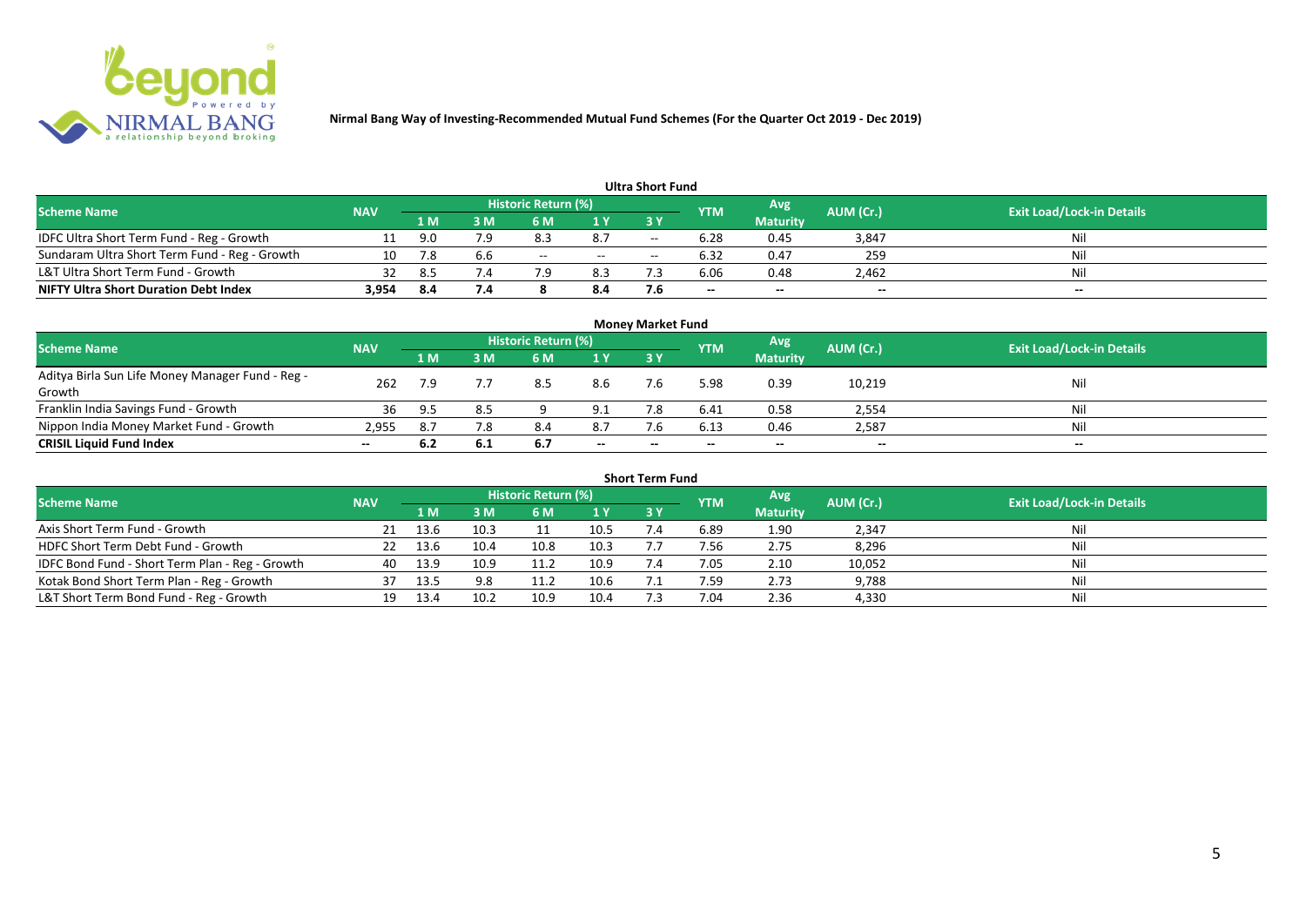**Nirmal Bang Way of Investing-Recommended Mutual Fund Schemes (For the Quarter Oct 2019 - Dec 2019)**

### Ultra Short Fund

| Scheme Name | NAV | Historic Return (%) | | | | | YTM | Avg Maturity | AUM (Cr.) | Exit Load/Lock-in Details |
|---|---|---|---|---|---|---|---|---|---|---|
| | | 1 M | 3 M | 6 M | 1 Y | 3 Y | | | | |
| IDFC Ultra Short Term Fund - Reg - Growth | 11 | 9.0 | 7.9 | 8.3 | 8.7 | -- | 6.28 | 0.45 | 3,847 | Nil |
| Sundaram Ultra Short Term Fund - Reg - Growth | 10 | 7.8 | 6.6 | -- | -- | -- | 6.32 | 0.47 | 259 | Nil |
| L&T Ultra Short Term Fund - Growth | 32 | 8.5 | 7.4 | 7.9 | 8.3 | 7.3 | 6.06 | 0.48 | 2,462 | Nil |
| **NIFTY Ultra Short Duration Debt Index** | **3,954** | **8.4** | **7.4** | **8** | **8.4** | **7.6** | **--** | **--** | **--** | **--** |

### Money Market Fund

| Scheme Name | NAV | Historic Return (%) | | | | | YTM | Avg Maturity | AUM (Cr.) | Exit Load/Lock-in Details |
|---|---|---|---|---|---|---|---|---|---|---|
| | | 1 M | 3 M | 6 M | 1 Y | 3 Y | | | | |
| Aditya Birla Sun Life Money Manager Fund - Reg - Growth | 262 | 7.9 | 7.7 | 8.5 | 8.6 | 7.6 | 5.98 | 0.39 | 10,219 | Nil |
| Franklin India Savings Fund - Growth | 36 | 9.5 | 8.5 | 9 | 9.1 | 7.8 | 6.41 | 0.58 | 2,554 | Nil |
| Nippon India Money Market Fund - Growth | 2,955 | 8.7 | 7.8 | 8.4 | 8.7 | 7.6 | 6.13 | 0.46 | 2,587 | Nil |
| **CRISIL Liquid Fund Index** | **--** | **6.2** | **6.1** | **6.7** | **--** | **--** | **--** | **--** | **--** | **--** |

### Short Term Fund

| Scheme Name | NAV | Historic Return (%) | | | | | YTM | Avg Maturity | AUM (Cr.) | Exit Load/Lock-in Details |
|---|---|---|---|---|---|---|---|---|---|---|
| | | 1 M | 3 M | 6 M | 1 Y | 3 Y | | | | |
| Axis Short Term Fund - Growth | 21 | 13.6 | 10.3 | 11 | 10.5 | 7.4 | 6.89 | 1.90 | 2,347 | Nil |
| HDFC Short Term Debt Fund - Growth | 22 | 13.6 | 10.4 | 10.8 | 10.3 | 7.7 | 7.56 | 2.75 | 8,296 | Nil |
| IDFC Bond Fund - Short Term Plan - Reg - Growth | 40 | 13.9 | 10.9 | 11.2 | 10.9 | 7.4 | 7.05 | 2.10 | 10,052 | Nil |
| Kotak Bond Short Term Plan - Reg - Growth | 37 | 13.5 | 9.8 | 11.2 | 10.6 | 7.1 | 7.59 | 2.73 | 9,788 | Nil |
| L&T Short Term Bond Fund - Reg - Growth | 19 | 13.4 | 10.2 | 10.9 | 10.4 | 7.3 | 7.04 | 2.36 | 4,330 | Nil |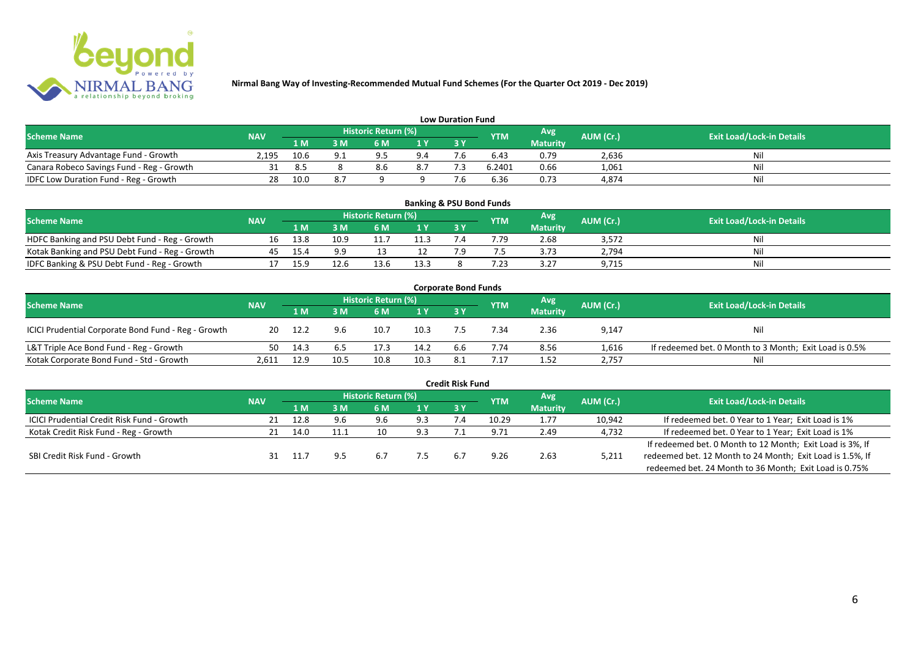**Nirmal Bang Way of Investing-Recommended Mutual Fund Schemes (For the Quarter Oct 2019 - Dec 2019)**

### Low Duration Fund

| Scheme Name | NAV | Historic Return (%) | | | | | YTM | Avg Maturity | AUM (Cr.) | Exit Load/Lock-in Details |
|---|---|---|---|---|---|---|---|---|---|---|
| | | 1 M | 3 M | 6 M | 1 Y | 3 Y | | | | |
| Axis Treasury Advantage Fund - Growth | 2,195 | 10.6 | 9.1 | 9.5 | 9.4 | 7.6 | 6.43 | 0.79 | 2,636 | Nil |
| Canara Robeco Savings Fund - Reg - Growth | 31 | 8.5 | 8 | 8.6 | 8.7 | 7.3 | 6.2401 | 0.66 | 1,061 | Nil |
| IDFC Low Duration Fund - Reg - Growth | 28 | 10.0 | 8.7 | 9 | 9 | 7.6 | 6.36 | 0.73 | 4,874 | Nil |

### Banking & PSU Bond Funds

| Scheme Name | NAV | Historic Return (%) | | | | | YTM | Avg Maturity | AUM (Cr.) | Exit Load/Lock-in Details |
|---|---|---|---|---|---|---|---|---|---|---|
| | | 1 M | 3 M | 6 M | 1 Y | 3 Y | | | | |
| HDFC Banking and PSU Debt Fund - Reg - Growth | 16 | 13.8 | 10.9 | 11.7 | 11.3 | 7.4 | 7.79 | 2.68 | 3,572 | Nil |
| Kotak Banking and PSU Debt Fund - Reg - Growth | 45 | 15.4 | 9.9 | 13 | 12 | 7.9 | 7.5 | 3.73 | 2,794 | Nil |
| IDFC Banking & PSU Debt Fund - Reg - Growth | 17 | 15.9 | 12.6 | 13.6 | 13.3 | 8 | 7.23 | 3.27 | 9,715 | Nil |

### Corporate Bond Funds

| Scheme Name | NAV | Historic Return (%) | | | | | YTM | Avg Maturity | AUM (Cr.) | Exit Load/Lock-in Details |
|---|---|---|---|---|---|---|---|---|---|---|
| | | 1 M | 3 M | 6 M | 1 Y | 3 Y | | | | |
| ICICI Prudential Corporate Bond Fund - Reg - Growth | 20 | 12.2 | 9.6 | 10.7 | 10.3 | 7.5 | 7.34 | 2.36 | 9,147 | Nil |
| L&T Triple Ace Bond Fund - Reg - Growth | 50 | 14.3 | 6.5 | 17.3 | 14.2 | 6.6 | 7.74 | 8.56 | 1,616 | If redeemed bet. 0 Month to 3 Month; Exit Load is 0.5% |
| Kotak Corporate Bond Fund - Std - Growth | 2,611 | 12.9 | 10.5 | 10.8 | 10.3 | 8.1 | 7.17 | 1.52 | 2,757 | Nil |

### Credit Risk Fund

| Scheme Name | NAV | Historic Return (%) | | | | | YTM | Avg Maturity | AUM (Cr.) | Exit Load/Lock-in Details |
|---|---|---|---|---|---|---|---|---|---|---|
| | | 1 M | 3 M | 6 M | 1 Y | 3 Y | | | | |
| ICICI Prudential Credit Risk Fund - Growth | 21 | 12.8 | 9.6 | 9.6 | 9.3 | 7.4 | 10.29 | 1.77 | 10,942 | If redeemed bet. 0 Year to 1 Year; Exit Load is 1% |
| Kotak Credit Risk Fund - Reg - Growth | 21 | 14.0 | 11.1 | 10 | 9.3 | 7.1 | 9.71 | 2.49 | 4,732 | If redeemed bet. 0 Year to 1 Year; Exit Load is 1% |
| SBI Credit Risk Fund - Growth | 31 | 11.7 | 9.5 | 6.7 | 7.5 | 6.7 | 9.26 | 2.63 | 5,211 | If redeemed bet. 0 Month to 12 Month; Exit Load is 3%, If redeemed bet. 12 Month to 24 Month; Exit Load is 1.5%, If redeemed bet. 24 Month to 36 Month; Exit Load is 0.75% |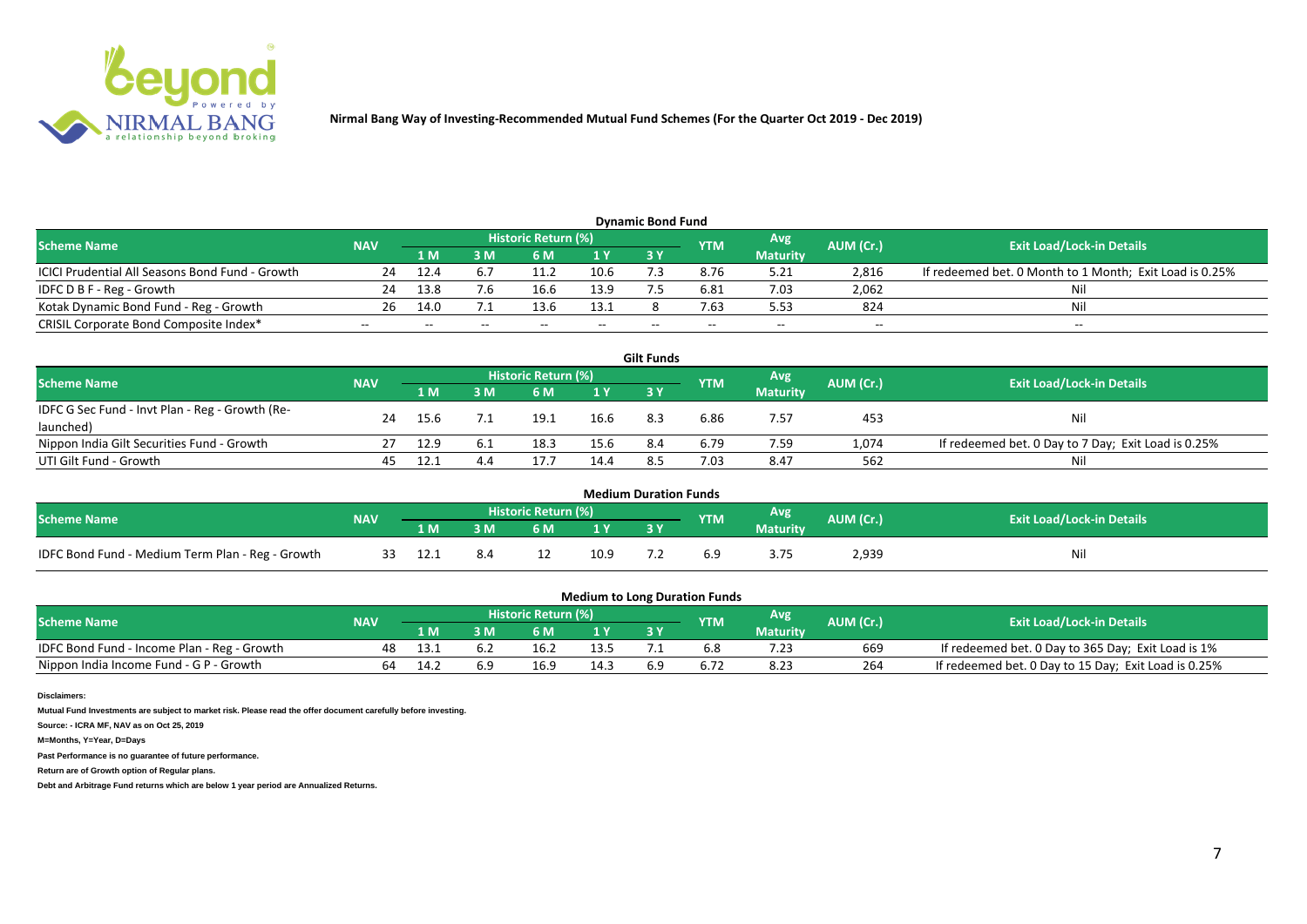**Nirmal Bang Way of Investing-Recommended Mutual Fund Schemes (For the Quarter Oct 2019 - Dec 2019)**

## Dynamic Bond Fund

| Scheme Name | NAV | Historic Return (%) | | | | | YTM | Avg Maturity | AUM (Cr.) | Exit Load/Lock-in Details |
|---|---|---|---|---|---|---|---|---|---|---|
| | | 1 M | 3 M | 6 M | 1 Y | 3 Y | | | | |
| ICICI Prudential All Seasons Bond Fund - Growth | 24 | 12.4 | 6.7 | 11.2 | 10.6 | 7.3 | 8.76 | 5.21 | 2,816 | If redeemed bet. 0 Month to 1 Month; Exit Load is 0.25% |
| IDFC D B F - Reg - Growth | 24 | 13.8 | 7.6 | 16.6 | 13.9 | 7.5 | 6.81 | 7.03 | 2,062 | Nil |
| Kotak Dynamic Bond Fund - Reg - Growth | 26 | 14.0 | 7.1 | 13.6 | 13.1 | 8 | 7.63 | 5.53 | 824 | Nil |
| CRISIL Corporate Bond Composite Index* | -- | -- | -- | -- | -- | -- | -- | -- | -- | -- |

## Gilt Funds

| Scheme Name | NAV | Historic Return (%) | | | | | YTM | Avg Maturity | AUM (Cr.) | Exit Load/Lock-in Details |
|---|---|---|---|---|---|---|---|---|---|---|
| | | 1 M | 3 M | 6 M | 1 Y | 3 Y | | | | |
| IDFC G Sec Fund - Invt Plan - Reg - Growth (Re-launched) | 24 | 15.6 | 7.1 | 19.1 | 16.6 | 8.3 | 6.86 | 7.57 | 453 | Nil |
| Nippon India Gilt Securities Fund - Growth | 27 | 12.9 | 6.1 | 18.3 | 15.6 | 8.4 | 6.79 | 7.59 | 1,074 | If redeemed bet. 0 Day to 7 Day; Exit Load is 0.25% |
| UTI Gilt Fund - Growth | 45 | 12.1 | 4.4 | 17.7 | 14.4 | 8.5 | 7.03 | 8.47 | 562 | Nil |

## Medium Duration Funds

| Scheme Name | NAV | Historic Return (%) | | | | | YTM | Avg Maturity | AUM (Cr.) | Exit Load/Lock-in Details |
|---|---|---|---|---|---|---|---|---|---|---|
| | | 1 M | 3 M | 6 M | 1 Y | 3 Y | | | | |
| IDFC Bond Fund - Medium Term Plan - Reg - Growth | 33 | 12.1 | 8.4 | 12 | 10.9 | 7.2 | 6.9 | 3.75 | 2,939 | Nil |

## Medium to Long Duration Funds

| Scheme Name | NAV | Historic Return (%) | | | | | YTM | Avg Maturity | AUM (Cr.) | Exit Load/Lock-in Details |
|---|---|---|---|---|---|---|---|---|---|---|
| | | 1 M | 3 M | 6 M | 1 Y | 3 Y | | | | |
| IDFC Bond Fund - Income Plan - Reg - Growth | 48 | 13.1 | 6.2 | 16.2 | 13.5 | 7.1 | 6.8 | 7.23 | 669 | If redeemed bet. 0 Day to 365 Day; Exit Load is 1% |
| Nippon India Income Fund - G P - Growth | 64 | 14.2 | 6.9 | 16.9 | 14.3 | 6.9 | 6.72 | 8.23 | 264 | If redeemed bet. 0 Day to 15 Day; Exit Load is 0.25% |

**Disclaimers:**

**Mutual Fund Investments are subject to market risk. Please read the offer document carefully before investing.**

**Source: - ICRA MF, NAV as on Oct 25, 2019**

**M=Months, Y=Year, D=Days**

**Past Performance is no guarantee of future performance.**

**Return are of Growth option of Regular plans.**

**Debt and Arbitrage Fund returns which are below 1 year period are Annualized Returns.**